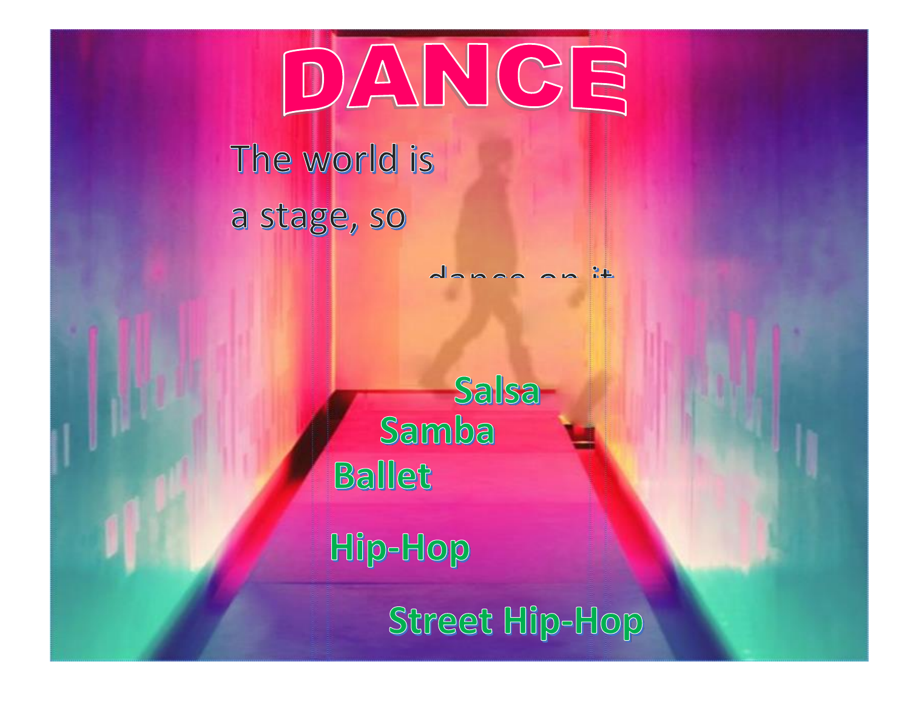# DANCE

The world is

a stage, so

dance on it

**Salsa**

**Samba**

**Ballet**

**Hip-Hop**

**Street Hip-Hop**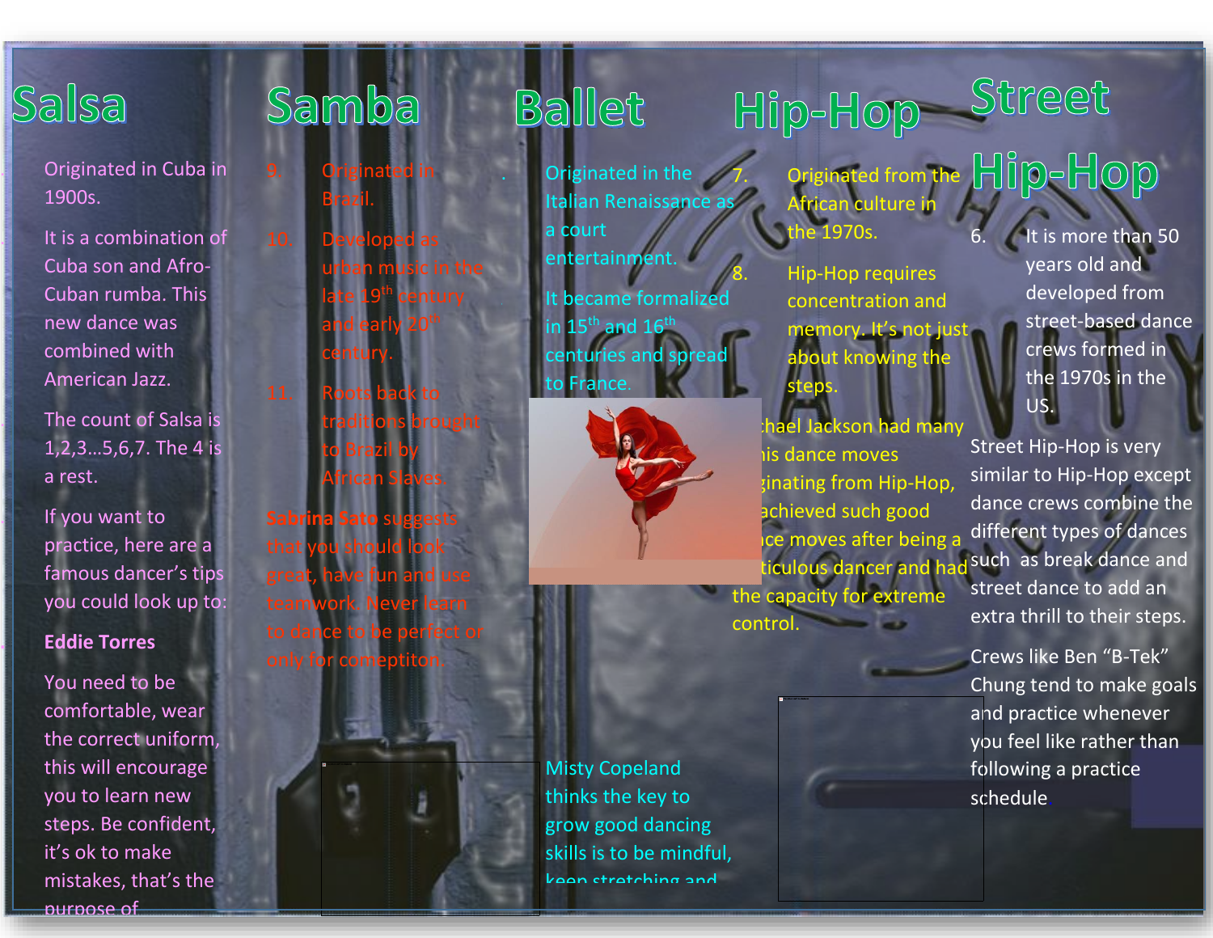# Salsa

Originated in Cuba in 1900s.

It is a combination of Cuba son and Afro-Cuban rumba. This new dance was combined with American Jazz.

The count of Salsa is 1,2,3…5,6,7. The 4 is a rest.

If you want to practice, here are a famous dancer's tips you could look up to:

**Eddie Torres**

You need to be comfortable, wear the correct uniform, this will encourage you to learn new steps. Be confident, it's ok to make mistakes, that's the purpose of

# Samba

9. Originated in Brazil.
10. Developed as urban music in the late 19th century and early 20th century.
11. Roots back to traditions brought to Brazil by African Slaves.

Sabrina Sato suggests that you should look great, have fun and use teamwork. Never learn to dance to be perfect or only for comeptiton.

# Ballet

Originated in the Italian Renaissance as a court entertainment.

It became formalized in 15th and 16th centuries and spread to France.

Misty Copeland thinks the key to grow good dancing skills is to be mindful, keep stretching and

# Hip-Hop

7. Originated from the African culture in the 1970s.
8. Hip-Hop requires concentration and memory. It's not just about knowing the steps.

…chael Jackson had many …is dance moves …ginating from Hip-Hop, …achieved such good …ce moves after being a …ticulous dancer and had the capacity for extreme control.

# Street Hip-Hop

6. It is more than 50 years old and developed from street-based dance crews formed in the 1970s in the US.

Street Hip-Hop is very similar to Hip-Hop except dance crews combine the different types of dances such as break dance and street dance to add an extra thrill to their steps.

Crews like Ben "B-Tek" Chung tend to make goals and practice whenever you feel like rather than following a practice schedule.